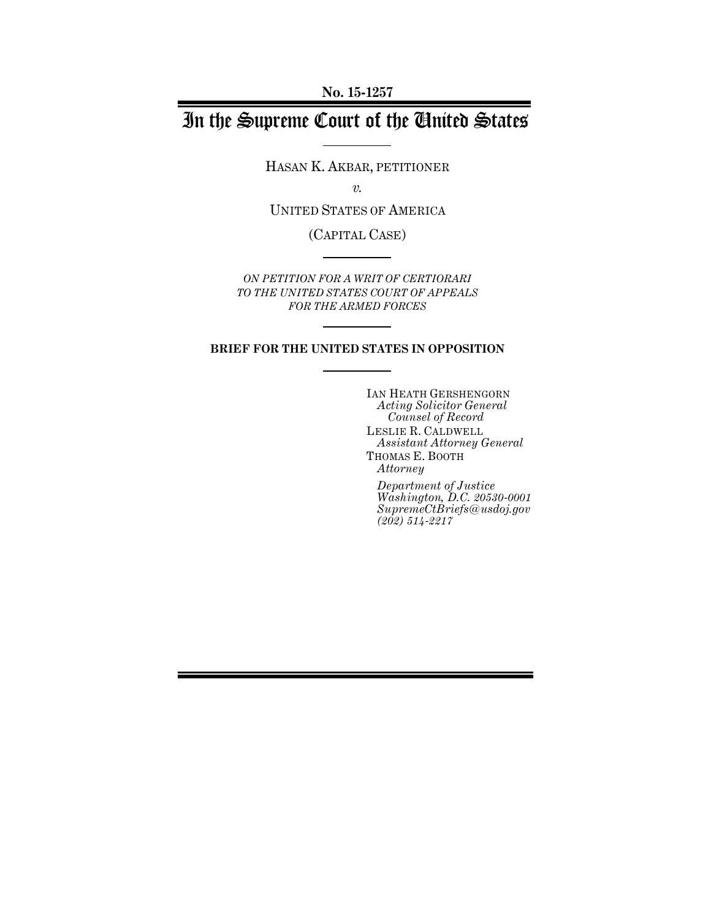No. 15-1257

# In the Supreme Court of the United States

HASAN K. AKBAR, PETITIONER

*v.*

UNITED STATES OF AMERICA

(CAPITAL CASE)

*ON PETITION FOR A WRIT OF CERTIORARI TO THE UNITED STATES COURT OF APPEALS FOR THE ARMED FORCES*

**BRIEF FOR THE UNITED STATES IN OPPOSITION**

IAN HEATH GERSHENGORN
*Acting Solicitor General*
*Counsel of Record*
LESLIE R. CALDWELL
*Assistant Attorney General*
THOMAS E. BOOTH
*Attorney*

*Department of Justice*
*Washington, D.C. 20530-0001*
*SupremeCtBriefs@usdoj.gov*
*(202) 514-2217*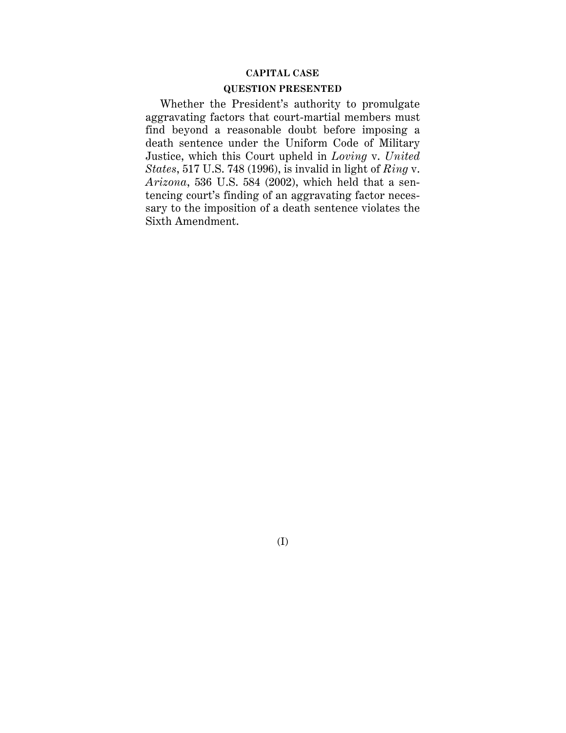**CAPITAL CASE**

**QUESTION PRESENTED**

Whether the President's authority to promulgate aggravating factors that court-martial members must find beyond a reasonable doubt before imposing a death sentence under the Uniform Code of Military Justice, which this Court upheld in *Loving* v. *United States*, 517 U.S. 748 (1996), is invalid in light of *Ring* v. *Arizona*, 536 U.S. 584 (2002), which held that a sentencing court's finding of an aggravating factor necessary to the imposition of a death sentence violates the Sixth Amendment.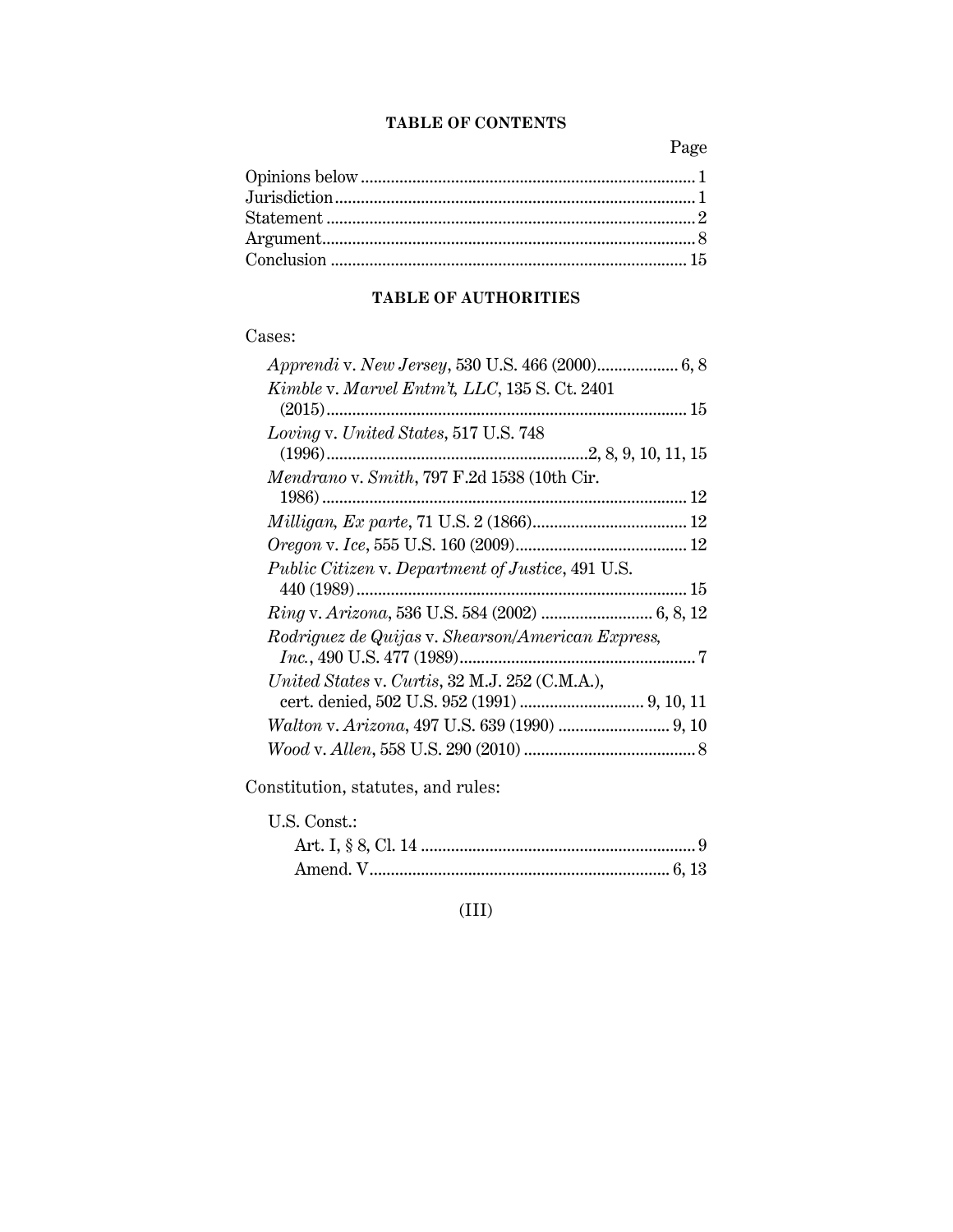## TABLE OF CONTENTS

| | Page |
|---|---|
| Opinions below | 1 |
| Jurisdiction | 1 |
| Statement | 2 |
| Argument | 8 |
| Conclusion | 15 |

## TABLE OF AUTHORITIES

Cases:

- *Apprendi* v. *New Jersey*, 530 U.S. 466 (2000) ... 6, 8
- *Kimble* v. *Marvel Entm't, LLC*, 135 S. Ct. 2401 (2015) ... 15
- *Loving* v. *United States*, 517 U.S. 748 (1996) ... 2, 8, 9, 10, 11, 15
- *Mendrano* v. *Smith*, 797 F.2d 1538 (10th Cir. 1986) ... 12
- *Milligan, Ex parte*, 71 U.S. 2 (1866) ... 12
- *Oregon* v. *Ice*, 555 U.S. 160 (2009) ... 12
- *Public Citizen* v. *Department of Justice*, 491 U.S. 440 (1989) ... 15
- *Ring* v. *Arizona*, 536 U.S. 584 (2002) ... 6, 8, 12
- *Rodriguez de Quijas* v. *Shearson/American Express, Inc.*, 490 U.S. 477 (1989) ... 7
- *United States* v. *Curtis*, 32 M.J. 252 (C.M.A.), cert. denied, 502 U.S. 952 (1991) ... 9, 10, 11
- *Walton* v. *Arizona*, 497 U.S. 639 (1990) ... 9, 10
- *Wood* v. *Allen*, 558 U.S. 290 (2010) ... 8

Constitution, statutes, and rules:

U.S. Const.:
- Art. I, § 8, Cl. 14 ... 9
- Amend. V ... 6, 13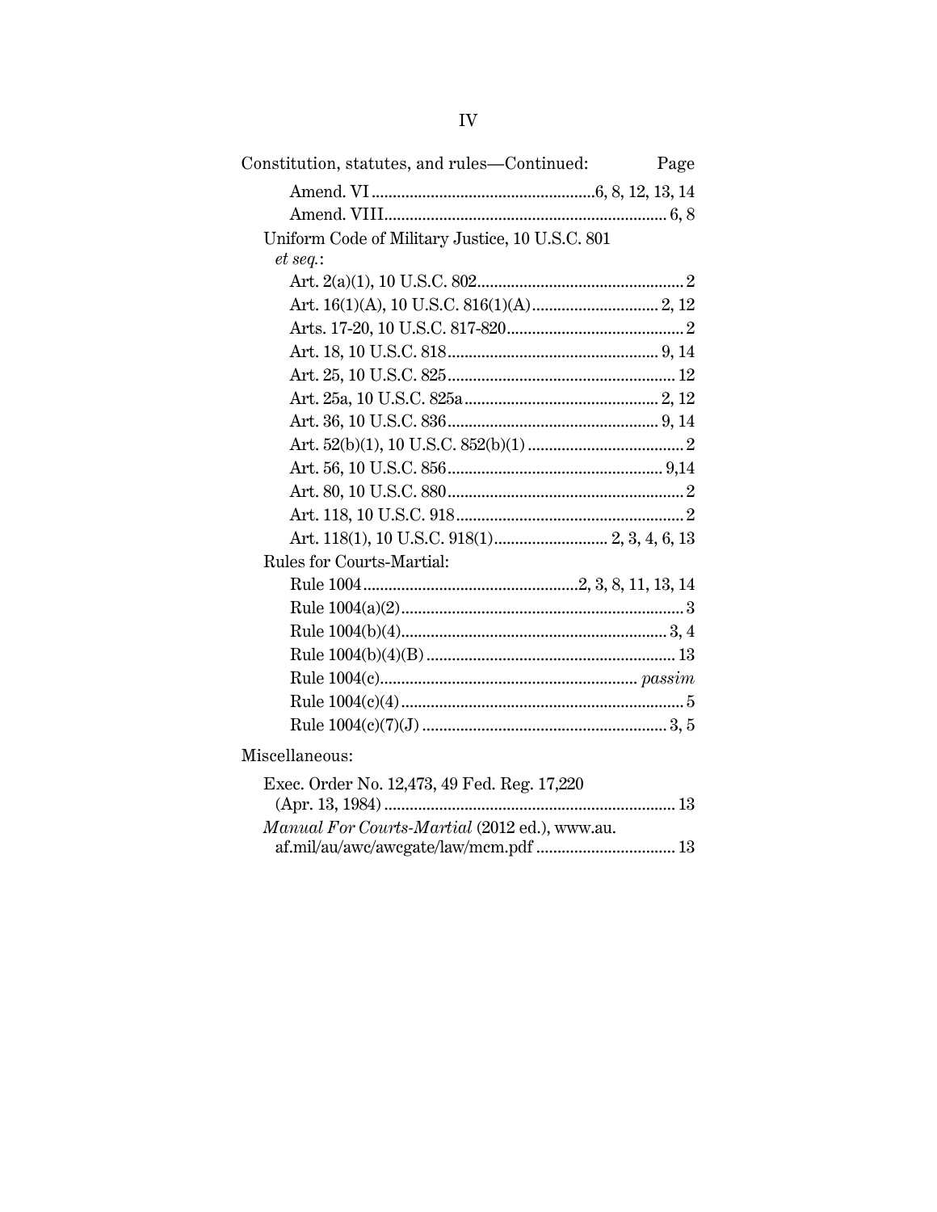Constitution, statutes, and rules—Continued: Page

- Amend. VI ....................................................6, 8, 12, 13, 14
- Amend. VIII.................................................................. 6, 8

Uniform Code of Military Justice, 10 U.S.C. 801 *et seq.*:

- Art. 2(a)(1), 10 U.S.C. 802................................................ 2
- Art. 16(1)(A), 10 U.S.C. 816(1)(A)............................. 2, 12
- Arts. 17-20, 10 U.S.C. 817-820.......................................... 2
- Art. 18, 10 U.S.C. 818................................................. 9, 14
- Art. 25, 10 U.S.C. 825..................................................... 12
- Art. 25a, 10 U.S.C. 825a............................................. 2, 12
- Art. 36, 10 U.S.C. 836................................................. 9, 14
- Art. 52(b)(1), 10 U.S.C. 852(b)(1) .................................... 2
- Art. 56, 10 U.S.C. 856.................................................. 9,14
- Art. 80, 10 U.S.C. 880........................................................ 2
- Art. 118, 10 U.S.C. 918...................................................... 2
- Art. 118(1), 10 U.S.C. 918(1)........................... 2, 3, 4, 6, 13

Rules for Courts-Martial:

- Rule 1004...................................................2, 3, 8, 11, 13, 14
- Rule 1004(a)(2)................................................................... 3
- Rule 1004(b)(4)............................................................... 3, 4
- Rule 1004(b)(4)(B) ........................................................... 13
- Rule 1004(c)............................................................ *passim*
- Rule 1004(c)(4) ................................................................... 5
- Rule 1004(c)(7)(J) .......................................................... 3, 5

Miscellaneous:

- Exec. Order No. 12,473, 49 Fed. Reg. 17,220 (Apr. 13, 1984) .................................................................... 13
- *Manual For Courts-Martial* (2012 ed.), www.au.af.mil/au/awc/awcgate/law/mcm.pdf ................................. 13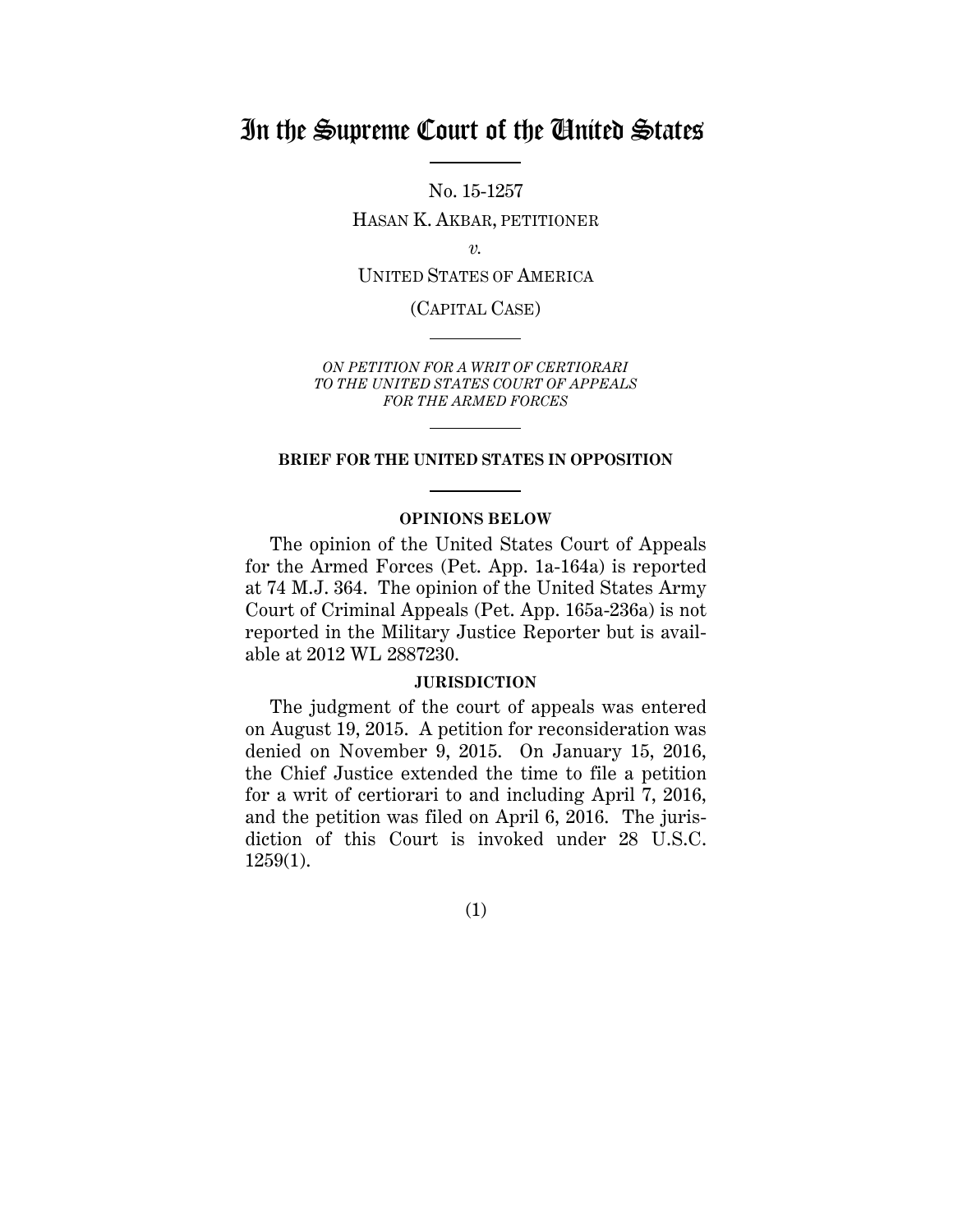# In the Supreme Court of the United States

No. 15-1257

HASAN K. AKBAR, PETITIONER

*v.*

UNITED STATES OF AMERICA

(CAPITAL CASE)

*ON PETITION FOR A WRIT OF CERTIORARI TO THE UNITED STATES COURT OF APPEALS FOR THE ARMED FORCES*

**BRIEF FOR THE UNITED STATES IN OPPOSITION**

**OPINIONS BELOW**

The opinion of the United States Court of Appeals for the Armed Forces (Pet. App. 1a-164a) is reported at 74 M.J. 364. The opinion of the United States Army Court of Criminal Appeals (Pet. App. 165a-236a) is not reported in the Military Justice Reporter but is available at 2012 WL 2887230.

**JURISDICTION**

The judgment of the court of appeals was entered on August 19, 2015. A petition for reconsideration was denied on November 9, 2015. On January 15, 2016, the Chief Justice extended the time to file a petition for a writ of certiorari to and including April 7, 2016, and the petition was filed on April 6, 2016. The jurisdiction of this Court is invoked under 28 U.S.C. 1259(1).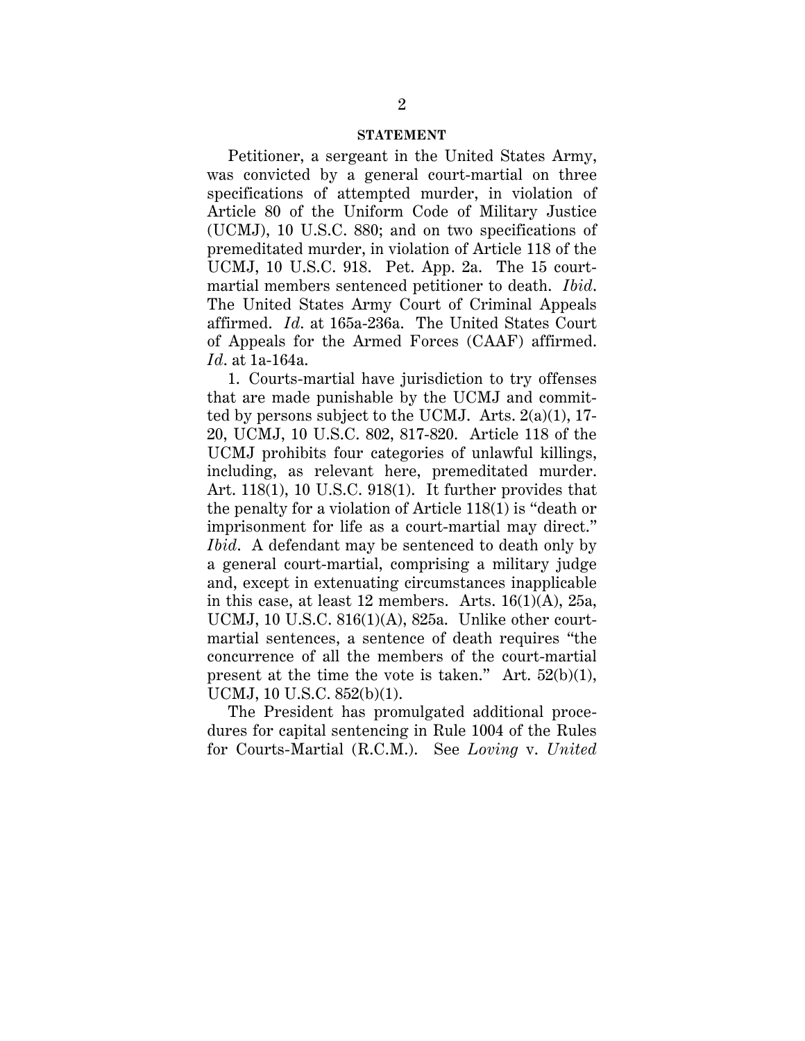## STATEMENT

Petitioner, a sergeant in the United States Army, was convicted by a general court-martial on three specifications of attempted murder, in violation of Article 80 of the Uniform Code of Military Justice (UCMJ), 10 U.S.C. 880; and on two specifications of premeditated murder, in violation of Article 118 of the UCMJ, 10 U.S.C. 918. Pet. App. 2a. The 15 court-martial members sentenced petitioner to death. *Ibid.* The United States Army Court of Criminal Appeals affirmed. *Id.* at 165a-236a. The United States Court of Appeals for the Armed Forces (CAAF) affirmed. *Id.* at 1a-164a.

1. Courts-martial have jurisdiction to try offenses that are made punishable by the UCMJ and committed by persons subject to the UCMJ. Arts. 2(a)(1), 17-20, UCMJ, 10 U.S.C. 802, 817-820. Article 118 of the UCMJ prohibits four categories of unlawful killings, including, as relevant here, premeditated murder. Art. 118(1), 10 U.S.C. 918(1). It further provides that the penalty for a violation of Article 118(1) is "death or imprisonment for life as a court-martial may direct." *Ibid.* A defendant may be sentenced to death only by a general court-martial, comprising a military judge and, except in extenuating circumstances inapplicable in this case, at least 12 members. Arts. 16(1)(A), 25a, UCMJ, 10 U.S.C. 816(1)(A), 825a. Unlike other court-martial sentences, a sentence of death requires "the concurrence of all the members of the court-martial present at the time the vote is taken." Art. 52(b)(1), UCMJ, 10 U.S.C. 852(b)(1).

The President has promulgated additional procedures for capital sentencing in Rule 1004 of the Rules for Courts-Martial (R.C.M.). See *Loving* v. *United*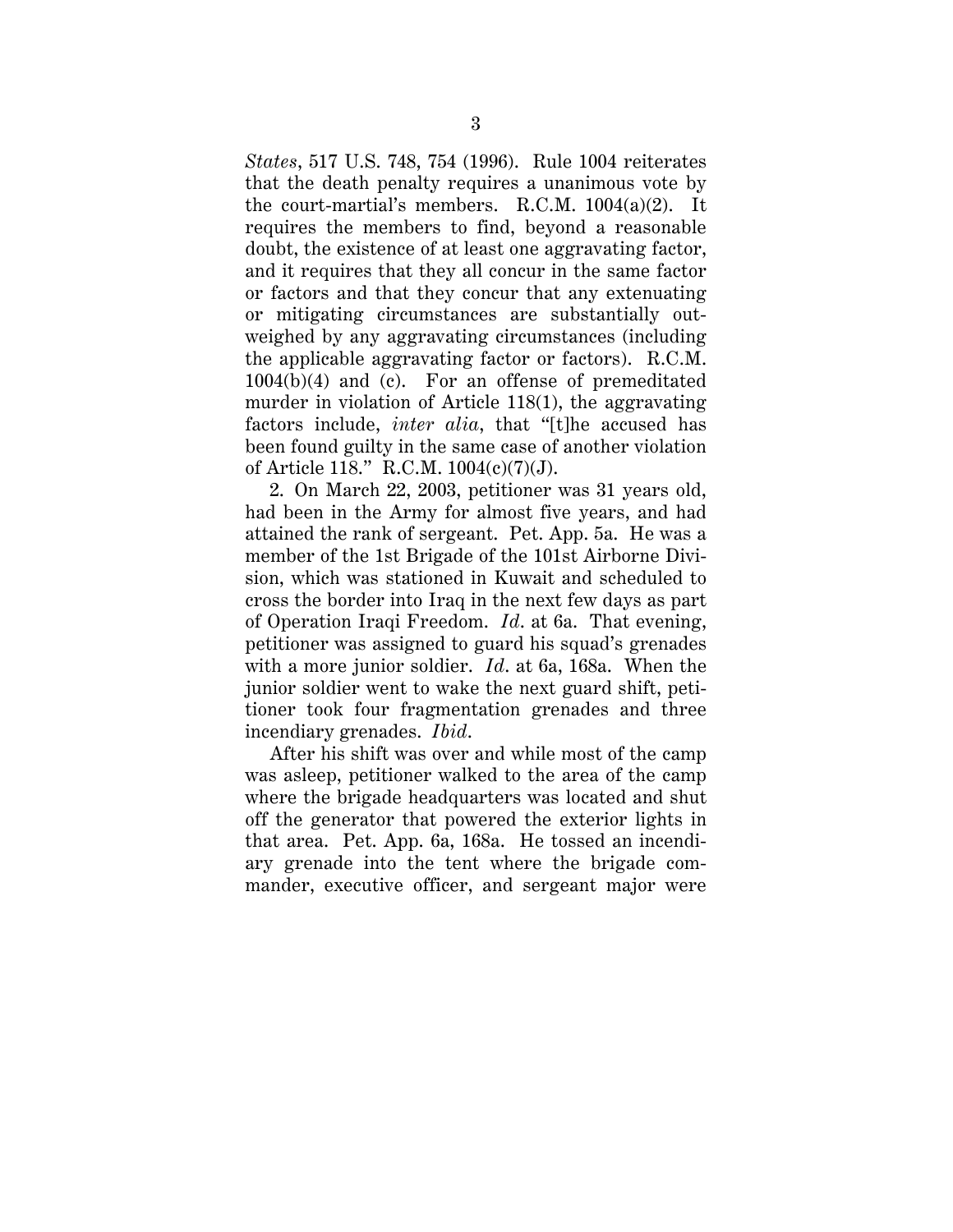*States*, 517 U.S. 748, 754 (1996). Rule 1004 reiterates that the death penalty requires a unanimous vote by the court-martial's members. R.C.M. 1004(a)(2). It requires the members to find, beyond a reasonable doubt, the existence of at least one aggravating factor, and it requires that they all concur in the same factor or factors and that they concur that any extenuating or mitigating circumstances are substantially outweighed by any aggravating circumstances (including the applicable aggravating factor or factors). R.C.M. 1004(b)(4) and (c). For an offense of premeditated murder in violation of Article 118(1), the aggravating factors include, *inter alia*, that "[t]he accused has been found guilty in the same case of another violation of Article 118." R.C.M. 1004(c)(7)(J).

2. On March 22, 2003, petitioner was 31 years old, had been in the Army for almost five years, and had attained the rank of sergeant. Pet. App. 5a. He was a member of the 1st Brigade of the 101st Airborne Division, which was stationed in Kuwait and scheduled to cross the border into Iraq in the next few days as part of Operation Iraqi Freedom. *Id*. at 6a. That evening, petitioner was assigned to guard his squad's grenades with a more junior soldier. *Id*. at 6a, 168a. When the junior soldier went to wake the next guard shift, petitioner took four fragmentation grenades and three incendiary grenades. *Ibid*.

After his shift was over and while most of the camp was asleep, petitioner walked to the area of the camp where the brigade headquarters was located and shut off the generator that powered the exterior lights in that area. Pet. App. 6a, 168a. He tossed an incendiary grenade into the tent where the brigade commander, executive officer, and sergeant major were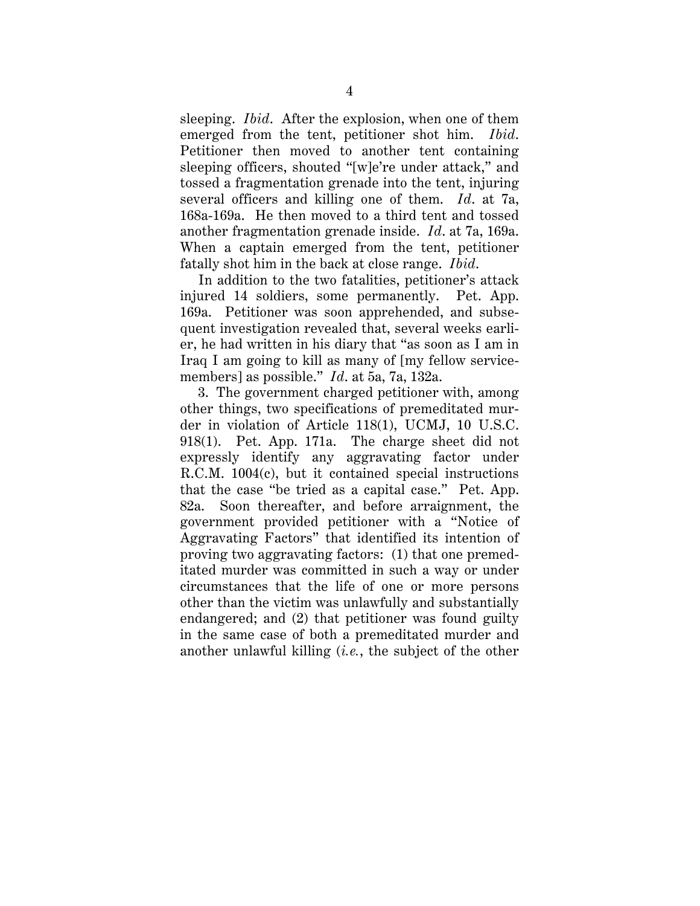sleeping. *Ibid*. After the explosion, when one of them emerged from the tent, petitioner shot him. *Ibid*. Petitioner then moved to another tent containing sleeping officers, shouted "[w]e're under attack," and tossed a fragmentation grenade into the tent, injuring several officers and killing one of them. *Id*. at 7a, 168a-169a. He then moved to a third tent and tossed another fragmentation grenade inside. *Id*. at 7a, 169a. When a captain emerged from the tent, petitioner fatally shot him in the back at close range. *Ibid*.

In addition to the two fatalities, petitioner's attack injured 14 soldiers, some permanently. Pet. App. 169a. Petitioner was soon apprehended, and subsequent investigation revealed that, several weeks earlier, he had written in his diary that "as soon as I am in Iraq I am going to kill as many of [my fellow servicemembers] as possible." *Id*. at 5a, 7a, 132a.

3. The government charged petitioner with, among other things, two specifications of premeditated murder in violation of Article 118(1), UCMJ, 10 U.S.C. 918(1). Pet. App. 171a. The charge sheet did not expressly identify any aggravating factor under R.C.M. 1004(c), but it contained special instructions that the case "be tried as a capital case." Pet. App. 82a. Soon thereafter, and before arraignment, the government provided petitioner with a "Notice of Aggravating Factors" that identified its intention of proving two aggravating factors: (1) that one premeditated murder was committed in such a way or under circumstances that the life of one or more persons other than the victim was unlawfully and substantially endangered; and (2) that petitioner was found guilty in the same case of both a premeditated murder and another unlawful killing (*i.e.*, the subject of the other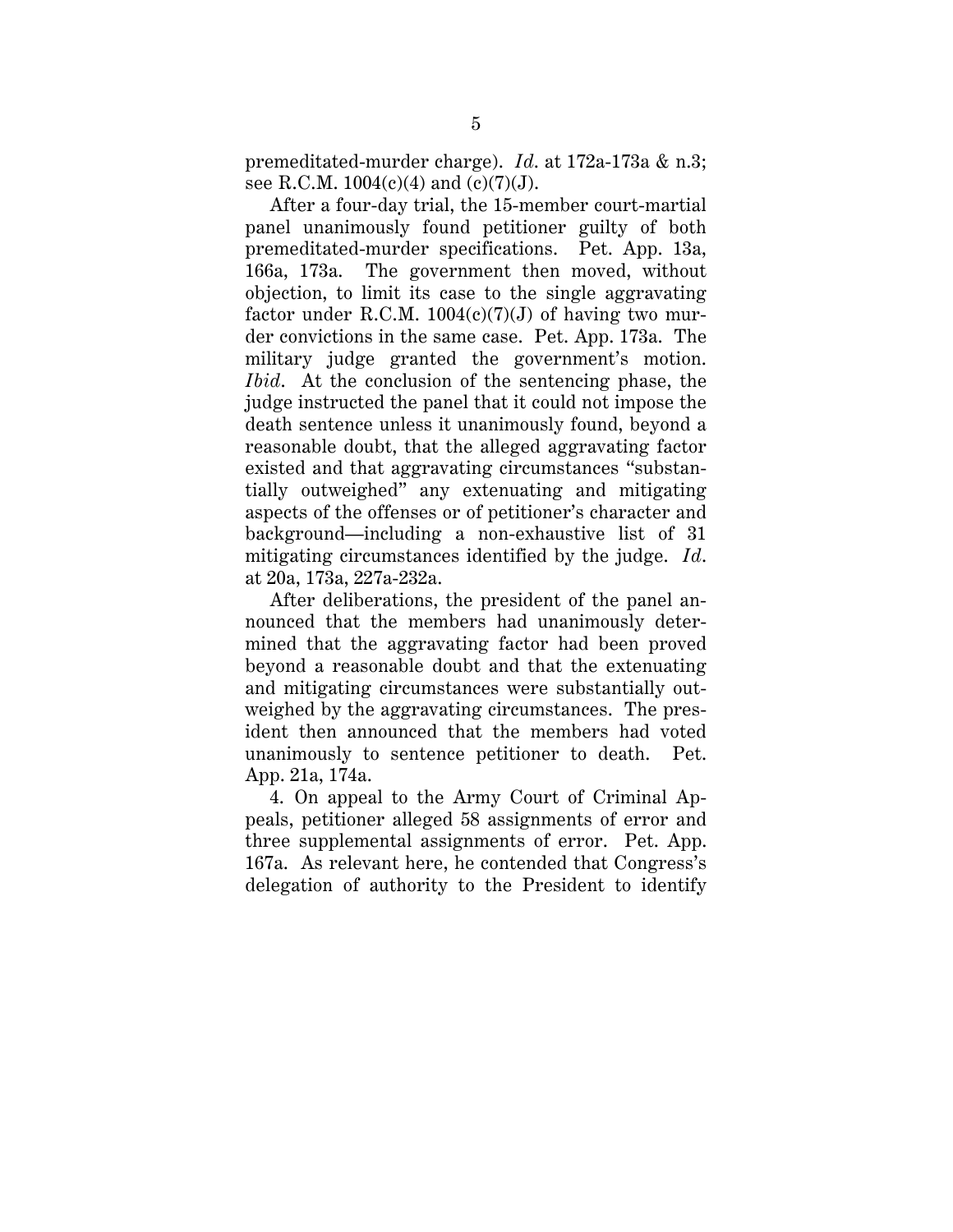premeditated-murder charge). *Id.* at 172a-173a & n.3; see R.C.M. 1004(c)(4) and (c)(7)(J).

After a four-day trial, the 15-member court-martial panel unanimously found petitioner guilty of both premeditated-murder specifications. Pet. App. 13a, 166a, 173a. The government then moved, without objection, to limit its case to the single aggravating factor under R.C.M. 1004(c)(7)(J) of having two murder convictions in the same case. Pet. App. 173a. The military judge granted the government's motion. *Ibid.* At the conclusion of the sentencing phase, the judge instructed the panel that it could not impose the death sentence unless it unanimously found, beyond a reasonable doubt, that the alleged aggravating factor existed and that aggravating circumstances "substantially outweighed" any extenuating and mitigating aspects of the offenses or of petitioner's character and background—including a non-exhaustive list of 31 mitigating circumstances identified by the judge. *Id.* at 20a, 173a, 227a-232a.

After deliberations, the president of the panel announced that the members had unanimously determined that the aggravating factor had been proved beyond a reasonable doubt and that the extenuating and mitigating circumstances were substantially outweighed by the aggravating circumstances. The president then announced that the members had voted unanimously to sentence petitioner to death. Pet. App. 21a, 174a.

4. On appeal to the Army Court of Criminal Appeals, petitioner alleged 58 assignments of error and three supplemental assignments of error. Pet. App. 167a. As relevant here, he contended that Congress's delegation of authority to the President to identify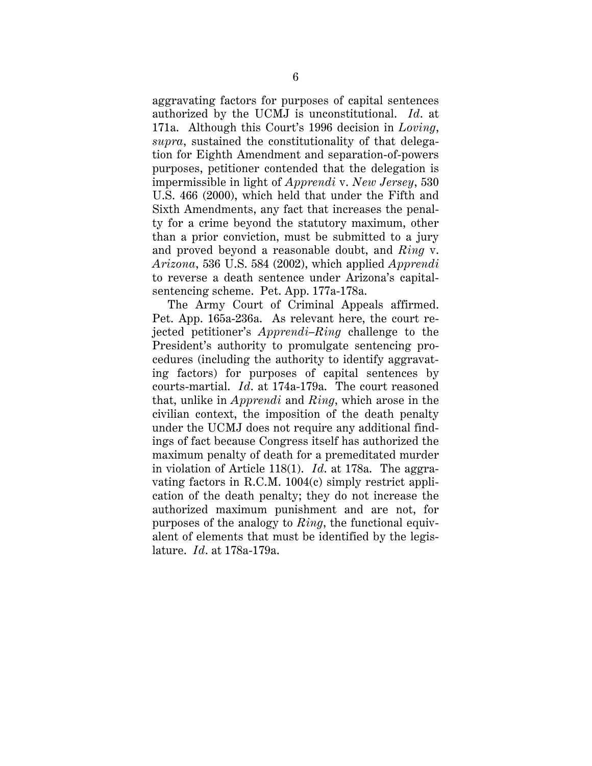aggravating factors for purposes of capital sentences authorized by the UCMJ is unconstitutional. *Id*. at 171a. Although this Court's 1996 decision in *Loving*, *supra*, sustained the constitutionality of that delegation for Eighth Amendment and separation-of-powers purposes, petitioner contended that the delegation is impermissible in light of *Apprendi* v. *New Jersey*, 530 U.S. 466 (2000), which held that under the Fifth and Sixth Amendments, any fact that increases the penalty for a crime beyond the statutory maximum, other than a prior conviction, must be submitted to a jury and proved beyond a reasonable doubt, and *Ring* v. *Arizona*, 536 U.S. 584 (2002), which applied *Apprendi* to reverse a death sentence under Arizona's capital-sentencing scheme. Pet. App. 177a-178a.

The Army Court of Criminal Appeals affirmed. Pet. App. 165a-236a. As relevant here, the court rejected petitioner's *Apprendi*–*Ring* challenge to the President's authority to promulgate sentencing procedures (including the authority to identify aggravating factors) for purposes of capital sentences by courts-martial. *Id*. at 174a-179a. The court reasoned that, unlike in *Apprendi* and *Ring*, which arose in the civilian context, the imposition of the death penalty under the UCMJ does not require any additional findings of fact because Congress itself has authorized the maximum penalty of death for a premeditated murder in violation of Article 118(1). *Id*. at 178a. The aggravating factors in R.C.M. 1004(c) simply restrict application of the death penalty; they do not increase the authorized maximum punishment and are not, for purposes of the analogy to *Ring*, the functional equivalent of elements that must be identified by the legislature. *Id*. at 178a-179a.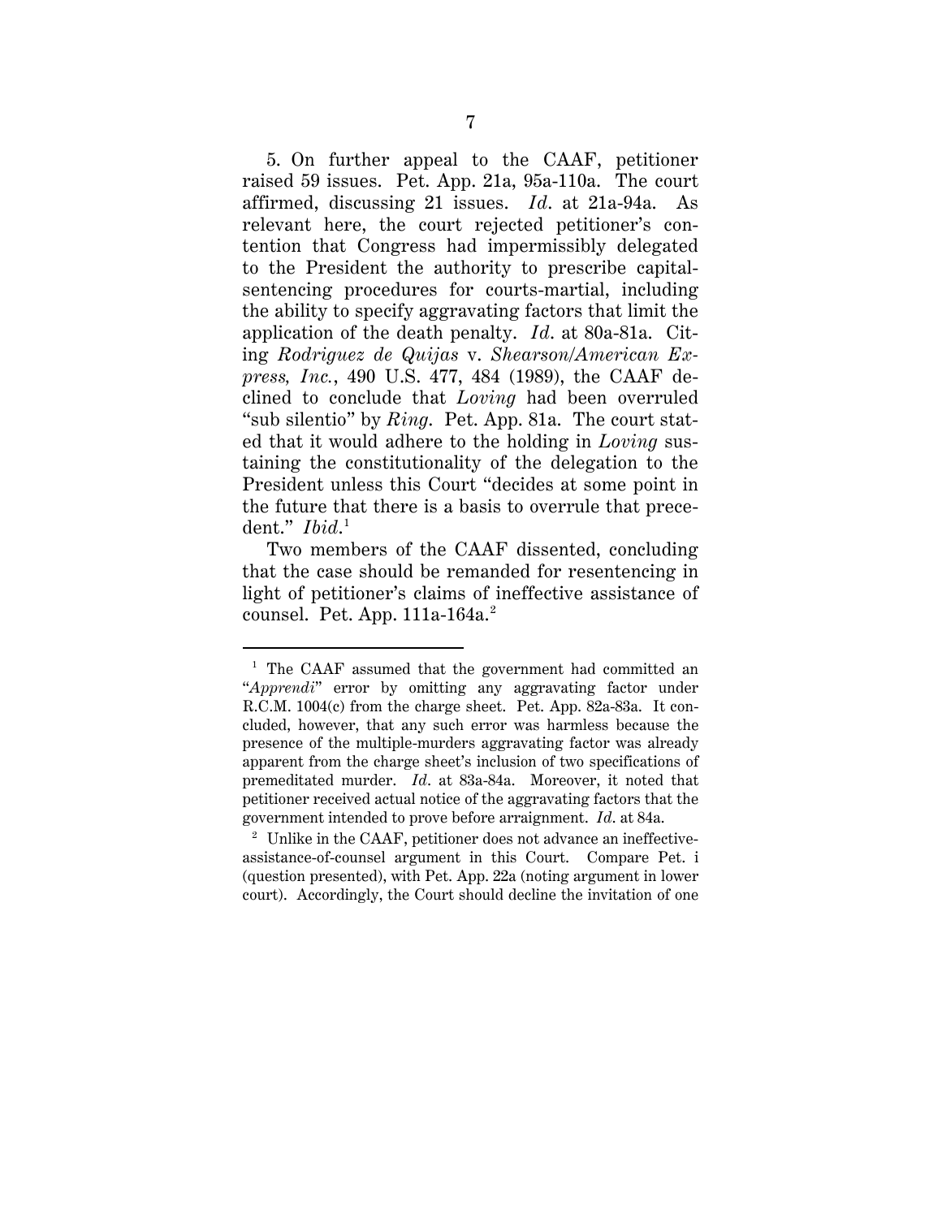5. On further appeal to the CAAF, petitioner raised 59 issues. Pet. App. 21a, 95a-110a. The court affirmed, discussing 21 issues. *Id*. at 21a-94a. As relevant here, the court rejected petitioner's contention that Congress had impermissibly delegated to the President the authority to prescribe capital-sentencing procedures for courts-martial, including the ability to specify aggravating factors that limit the application of the death penalty. *Id*. at 80a-81a. Citing *Rodriguez de Quijas* v. *Shearson/American Express, Inc.*, 490 U.S. 477, 484 (1989), the CAAF declined to conclude that *Loving* had been overruled "sub silentio" by *Ring*. Pet. App. 81a. The court stated that it would adhere to the holding in *Loving* sustaining the constitutionality of the delegation to the President unless this Court "decides at some point in the future that there is a basis to overrule that precedent." *Ibid*.[1]

Two members of the CAAF dissented, concluding that the case should be remanded for resentencing in light of petitioner's claims of ineffective assistance of counsel. Pet. App. 111a-164a.[2]

---

[1] The CAAF assumed that the government had committed an "*Apprendi*" error by omitting any aggravating factor under R.C.M. 1004(c) from the charge sheet. Pet. App. 82a-83a. It concluded, however, that any such error was harmless because the presence of the multiple-murders aggravating factor was already apparent from the charge sheet's inclusion of two specifications of premeditated murder. *Id*. at 83a-84a. Moreover, it noted that petitioner received actual notice of the aggravating factors that the government intended to prove before arraignment. *Id*. at 84a.

[2] Unlike in the CAAF, petitioner does not advance an ineffective-assistance-of-counsel argument in this Court. Compare Pet. i (question presented), with Pet. App. 22a (noting argument in lower court). Accordingly, the Court should decline the invitation of one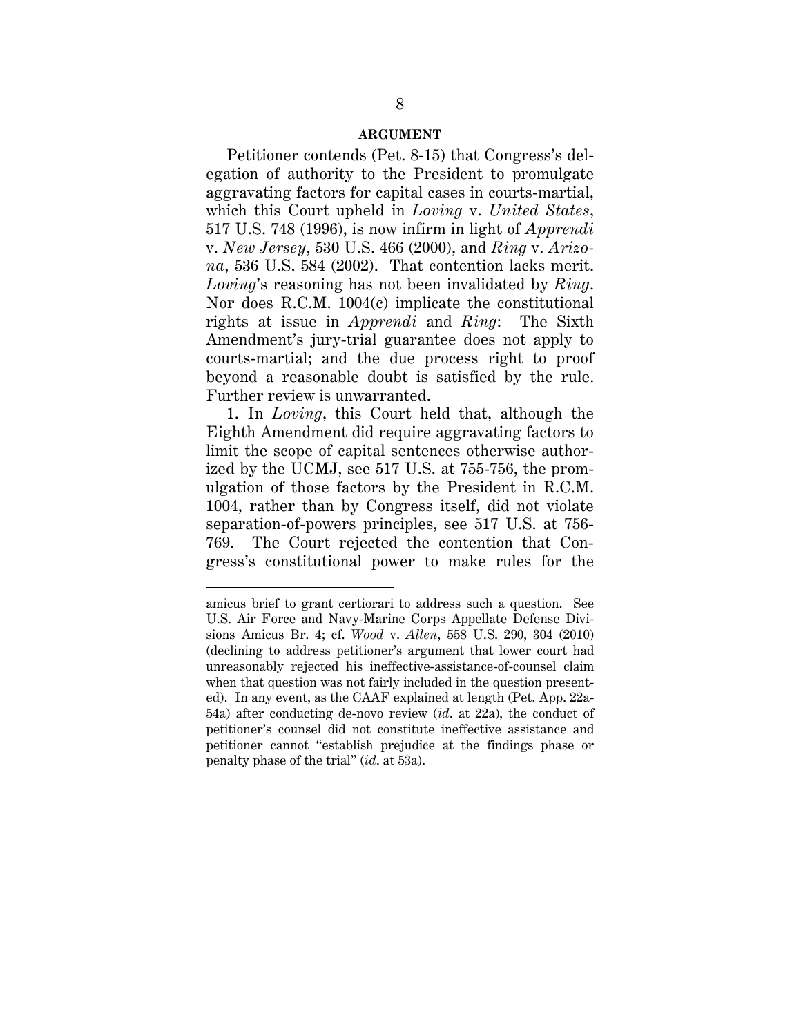## ARGUMENT

Petitioner contends (Pet. 8-15) that Congress's delegation of authority to the President to promulgate aggravating factors for capital cases in courts-martial, which this Court upheld in *Loving* v. *United States*, 517 U.S. 748 (1996), is now infirm in light of *Apprendi* v. *New Jersey*, 530 U.S. 466 (2000), and *Ring* v. *Arizona*, 536 U.S. 584 (2002). That contention lacks merit. *Loving*'s reasoning has not been invalidated by *Ring*. Nor does R.C.M. 1004(c) implicate the constitutional rights at issue in *Apprendi* and *Ring*: The Sixth Amendment's jury-trial guarantee does not apply to courts-martial; and the due process right to proof beyond a reasonable doubt is satisfied by the rule. Further review is unwarranted.

1. In *Loving*, this Court held that, although the Eighth Amendment did require aggravating factors to limit the scope of capital sentences otherwise authorized by the UCMJ, see 517 U.S. at 755-756, the promulgation of those factors by the President in R.C.M. 1004, rather than by Congress itself, did not violate separation-of-powers principles, see 517 U.S. at 756-769. The Court rejected the contention that Congress's constitutional power to make rules for the

---

amicus brief to grant certiorari to address such a question. See U.S. Air Force and Navy-Marine Corps Appellate Defense Divisions Amicus Br. 4; cf. *Wood* v. *Allen*, 558 U.S. 290, 304 (2010) (declining to address petitioner's argument that lower court had unreasonably rejected his ineffective-assistance-of-counsel claim when that question was not fairly included in the question presented). In any event, as the CAAF explained at length (Pet. App. 22a-54a) after conducting de-novo review (*id*. at 22a), the conduct of petitioner's counsel did not constitute ineffective assistance and petitioner cannot "establish prejudice at the findings phase or penalty phase of the trial" (*id*. at 53a).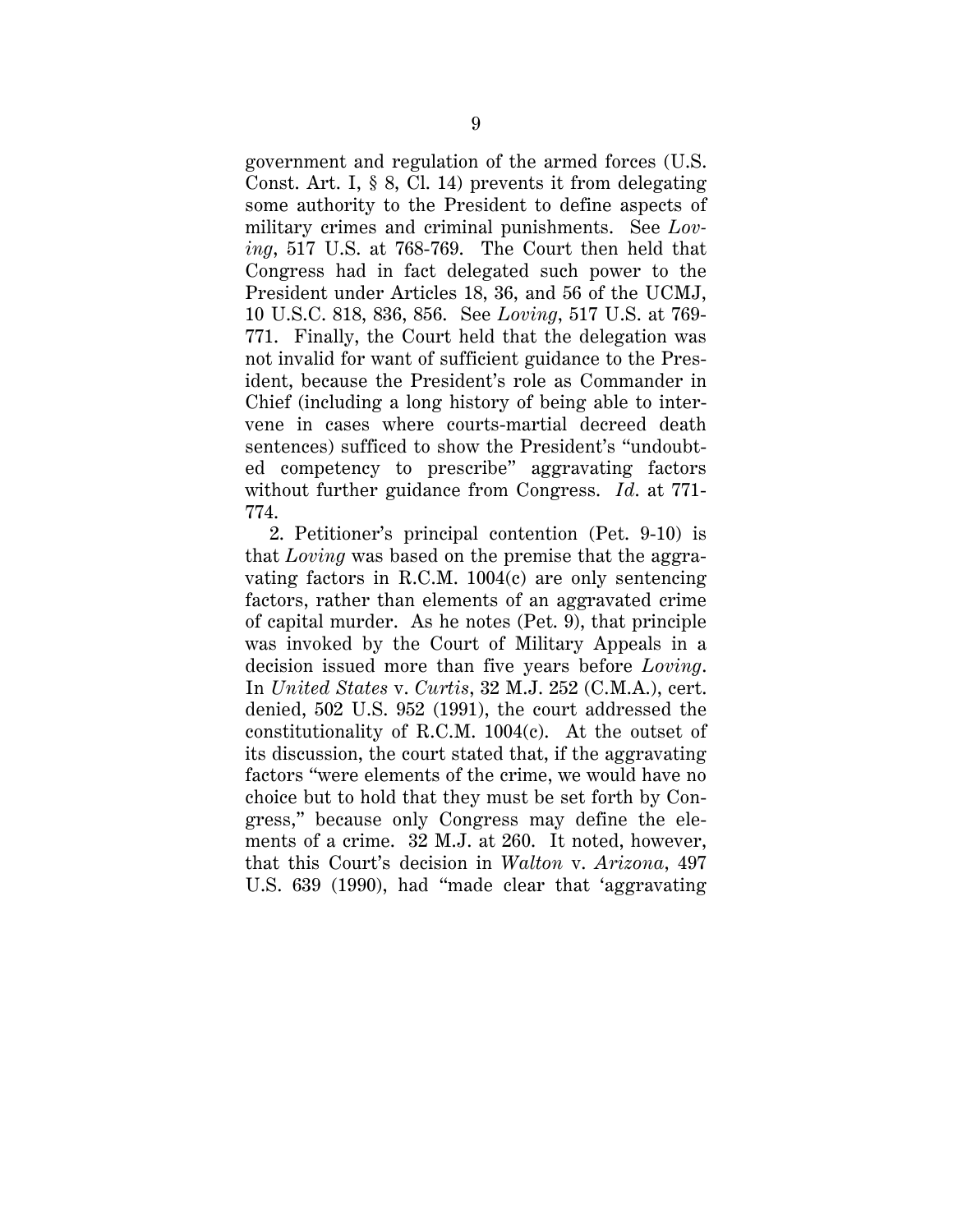government and regulation of the armed forces (U.S. Const. Art. I, § 8, Cl. 14) prevents it from delegating some authority to the President to define aspects of military crimes and criminal punishments. See *Loving*, 517 U.S. at 768-769. The Court then held that Congress had in fact delegated such power to the President under Articles 18, 36, and 56 of the UCMJ, 10 U.S.C. 818, 836, 856. See *Loving*, 517 U.S. at 769-771. Finally, the Court held that the delegation was not invalid for want of sufficient guidance to the President, because the President's role as Commander in Chief (including a long history of being able to intervene in cases where courts-martial decreed death sentences) sufficed to show the President's "undoubted competency to prescribe" aggravating factors without further guidance from Congress. *Id*. at 771-774.

2. Petitioner's principal contention (Pet. 9-10) is that *Loving* was based on the premise that the aggravating factors in R.C.M. 1004(c) are only sentencing factors, rather than elements of an aggravated crime of capital murder. As he notes (Pet. 9), that principle was invoked by the Court of Military Appeals in a decision issued more than five years before *Loving*. In *United States* v. *Curtis*, 32 M.J. 252 (C.M.A.), cert. denied, 502 U.S. 952 (1991), the court addressed the constitutionality of R.C.M. 1004(c). At the outset of its discussion, the court stated that, if the aggravating factors "were elements of the crime, we would have no choice but to hold that they must be set forth by Congress," because only Congress may define the elements of a crime. 32 M.J. at 260. It noted, however, that this Court's decision in *Walton* v. *Arizona*, 497 U.S. 639 (1990), had "made clear that 'aggravating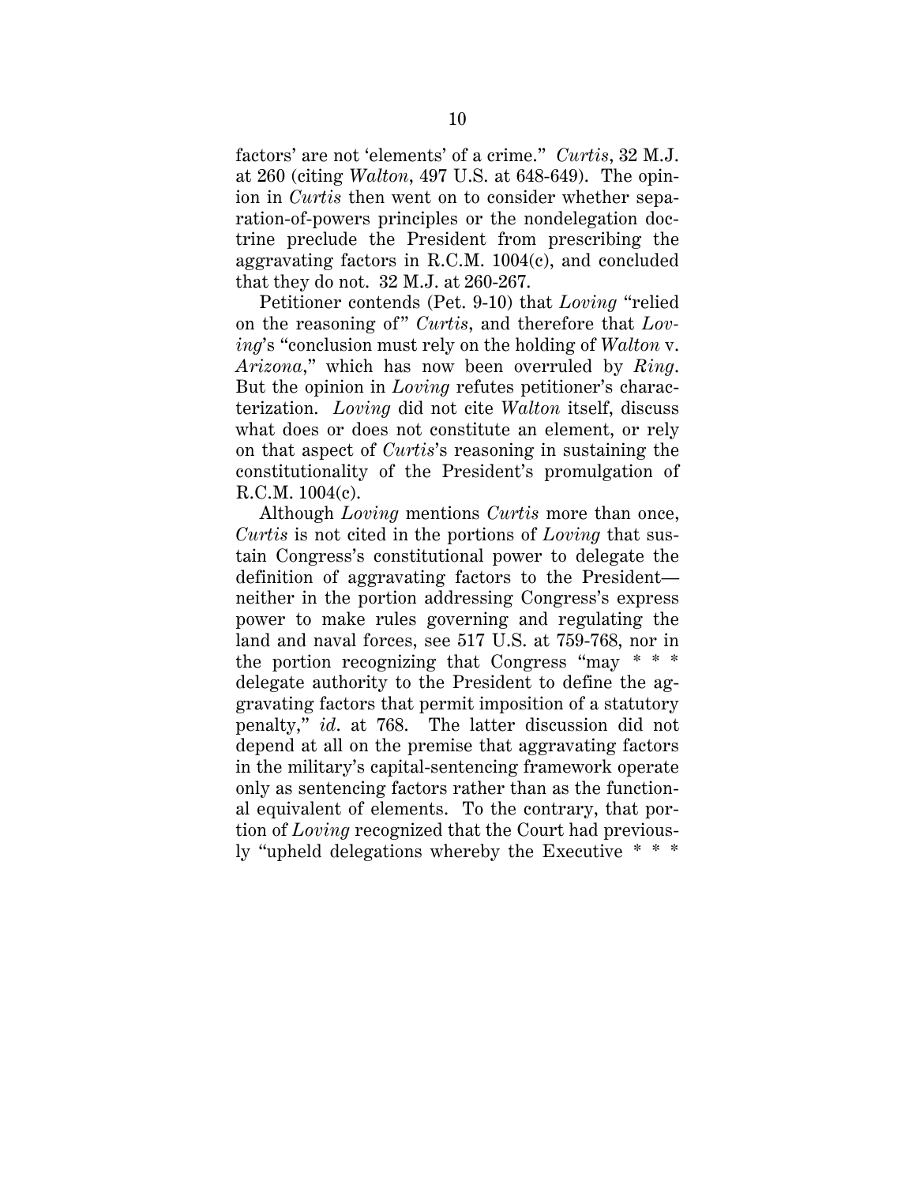factors' are not 'elements' of a crime." *Curtis*, 32 M.J. at 260 (citing *Walton*, 497 U.S. at 648-649). The opinion in *Curtis* then went on to consider whether separation-of-powers principles or the nondelegation doctrine preclude the President from prescribing the aggravating factors in R.C.M. 1004(c), and concluded that they do not. 32 M.J. at 260-267.

Petitioner contends (Pet. 9-10) that *Loving* "relied on the reasoning of" *Curtis*, and therefore that *Loving*'s "conclusion must rely on the holding of *Walton* v. *Arizona*," which has now been overruled by *Ring*. But the opinion in *Loving* refutes petitioner's characterization. *Loving* did not cite *Walton* itself, discuss what does or does not constitute an element, or rely on that aspect of *Curtis*'s reasoning in sustaining the constitutionality of the President's promulgation of R.C.M. 1004(c).

Although *Loving* mentions *Curtis* more than once, *Curtis* is not cited in the portions of *Loving* that sustain Congress's constitutional power to delegate the definition of aggravating factors to the President—neither in the portion addressing Congress's express power to make rules governing and regulating the land and naval forces, see 517 U.S. at 759-768, nor in the portion recognizing that Congress "may * * * delegate authority to the President to define the aggravating factors that permit imposition of a statutory penalty," *id.* at 768. The latter discussion did not depend at all on the premise that aggravating factors in the military's capital-sentencing framework operate only as sentencing factors rather than as the functional equivalent of elements. To the contrary, that portion of *Loving* recognized that the Court had previously "upheld delegations whereby the Executive * * *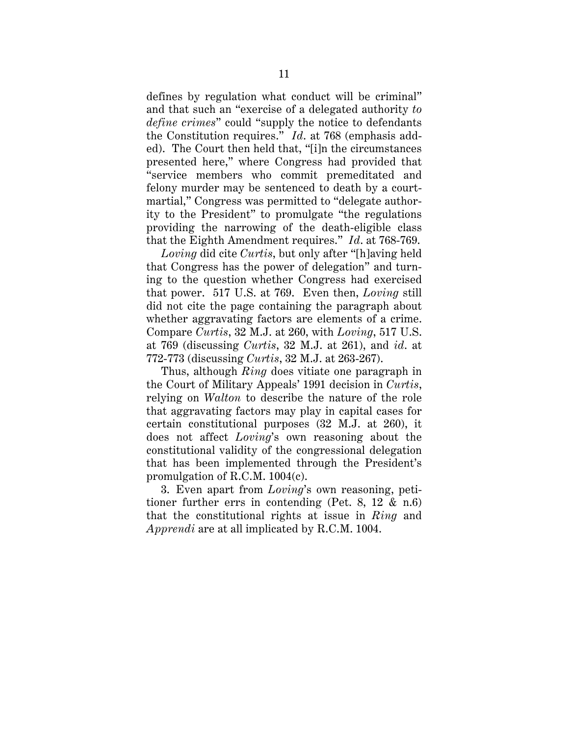defines by regulation what conduct will be criminal" and that such an "exercise of a delegated authority *to define crimes*" could "supply the notice to defendants the Constitution requires." *Id*. at 768 (emphasis added). The Court then held that, "[i]n the circumstances presented here," where Congress had provided that "service members who commit premeditated and felony murder may be sentenced to death by a court-martial," Congress was permitted to "delegate authority to the President" to promulgate "the regulations providing the narrowing of the death-eligible class that the Eighth Amendment requires." *Id*. at 768-769.

*Loving* did cite *Curtis*, but only after "[h]aving held that Congress has the power of delegation" and turning to the question whether Congress had exercised that power. 517 U.S. at 769. Even then, *Loving* still did not cite the page containing the paragraph about whether aggravating factors are elements of a crime. Compare *Curtis*, 32 M.J. at 260, with *Loving*, 517 U.S. at 769 (discussing *Curtis*, 32 M.J. at 261), and *id*. at 772-773 (discussing *Curtis*, 32 M.J. at 263-267).

Thus, although *Ring* does vitiate one paragraph in the Court of Military Appeals' 1991 decision in *Curtis*, relying on *Walton* to describe the nature of the role that aggravating factors may play in capital cases for certain constitutional purposes (32 M.J. at 260), it does not affect *Loving*'s own reasoning about the constitutional validity of the congressional delegation that has been implemented through the President's promulgation of R.C.M. 1004(c).

3. Even apart from *Loving*'s own reasoning, petitioner further errs in contending (Pet. 8, 12 & n.6) that the constitutional rights at issue in *Ring* and *Apprendi* are at all implicated by R.C.M. 1004.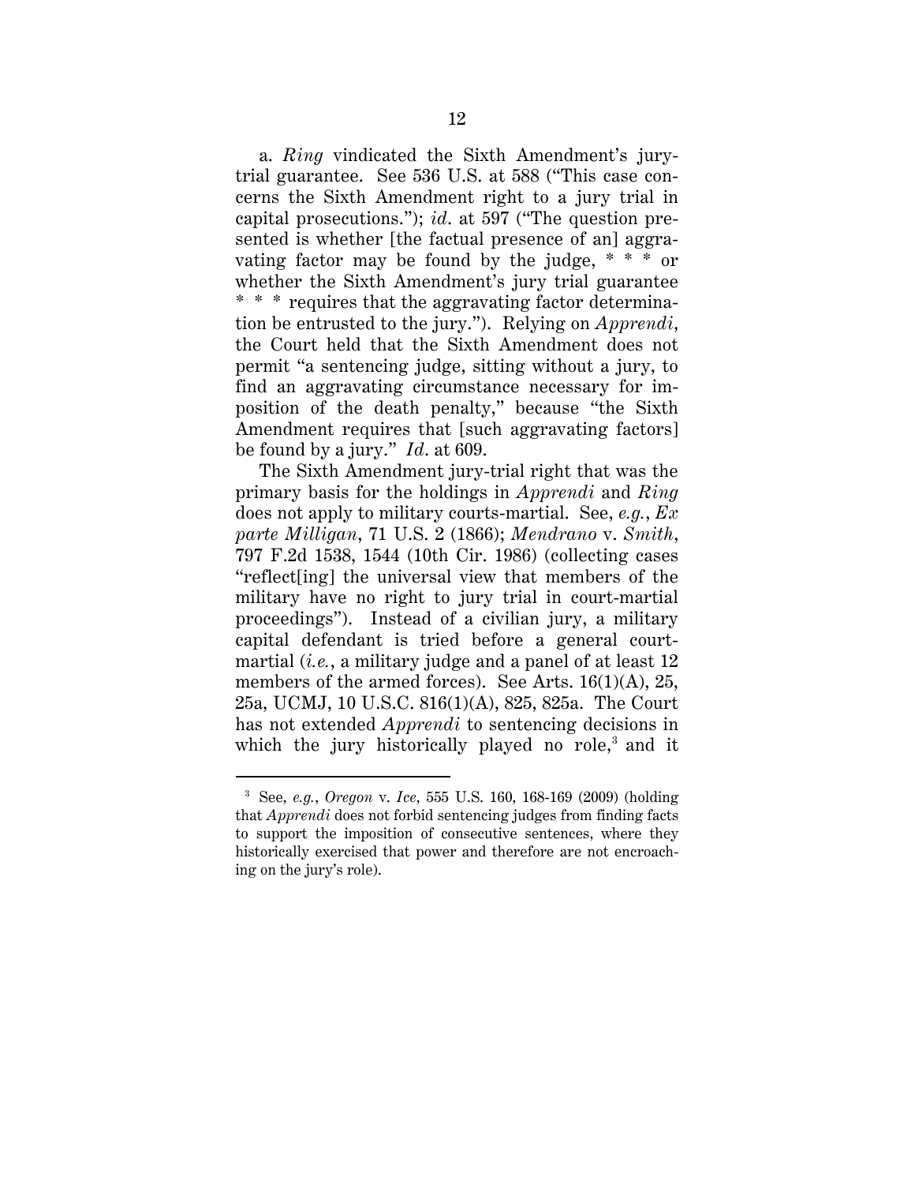a. *Ring* vindicated the Sixth Amendment's jury-trial guarantee. See 536 U.S. at 588 ("This case concerns the Sixth Amendment right to a jury trial in capital prosecutions."); *id*. at 597 ("The question presented is whether [the factual presence of an] aggravating factor may be found by the judge, * * * or whether the Sixth Amendment's jury trial guarantee * * * requires that the aggravating factor determination be entrusted to the jury."). Relying on *Apprendi*, the Court held that the Sixth Amendment does not permit "a sentencing judge, sitting without a jury, to find an aggravating circumstance necessary for imposition of the death penalty," because "the Sixth Amendment requires that [such aggravating factors] be found by a jury." *Id*. at 609.

The Sixth Amendment jury-trial right that was the primary basis for the holdings in *Apprendi* and *Ring* does not apply to military courts-martial. See, *e.g.*, *Ex parte Milligan*, 71 U.S. 2 (1866); *Mendrano* v. *Smith*, 797 F.2d 1538, 1544 (10th Cir. 1986) (collecting cases "reflect[ing] the universal view that members of the military have no right to jury trial in court-martial proceedings"). Instead of a civilian jury, a military capital defendant is tried before a general court-martial (*i.e.*, a military judge and a panel of at least 12 members of the armed forces). See Arts. 16(1)(A), 25, 25a, UCMJ, 10 U.S.C. 816(1)(A), 825, 825a. The Court has not extended *Apprendi* to sentencing decisions in which the jury historically played no role,[3] and it

[3] See, *e.g.*, *Oregon* v. *Ice*, 555 U.S. 160, 168-169 (2009) (holding that *Apprendi* does not forbid sentencing judges from finding facts to support the imposition of consecutive sentences, where they historically exercised that power and therefore are not encroaching on the jury's role).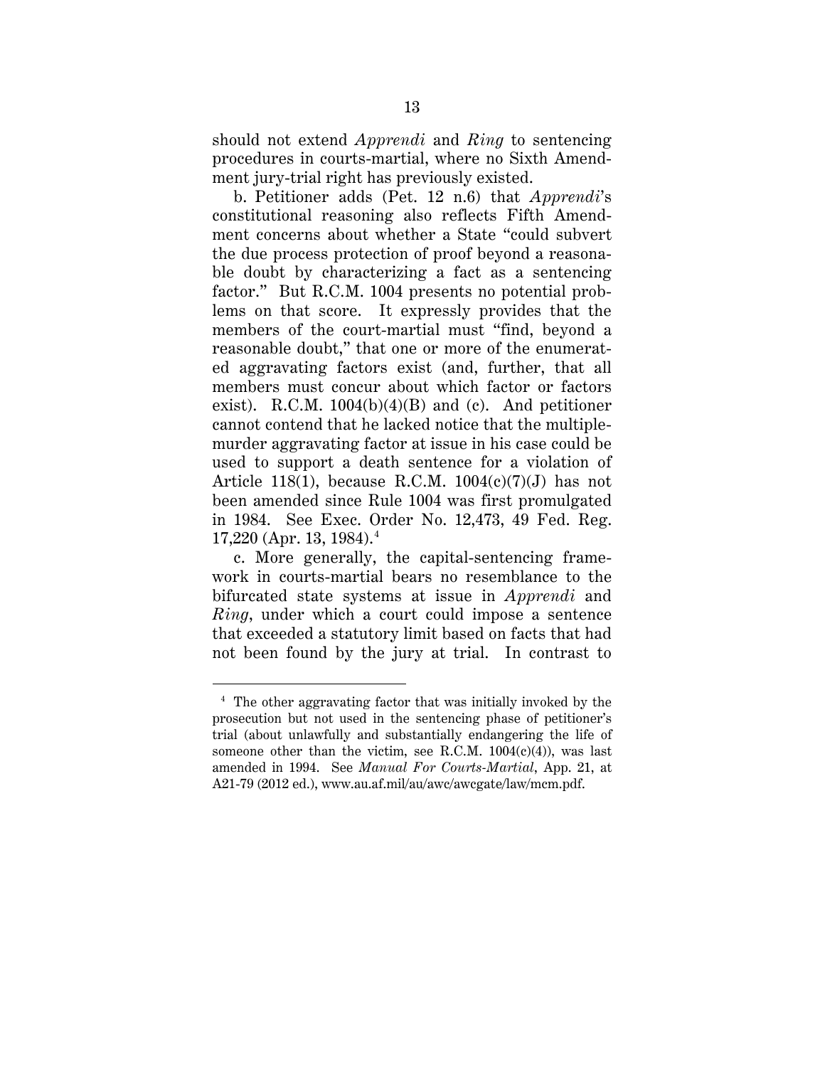should not extend *Apprendi* and *Ring* to sentencing procedures in courts-martial, where no Sixth Amendment jury-trial right has previously existed.

b. Petitioner adds (Pet. 12 n.6) that *Apprendi*'s constitutional reasoning also reflects Fifth Amendment concerns about whether a State "could subvert the due process protection of proof beyond a reasonable doubt by characterizing a fact as a sentencing factor." But R.C.M. 1004 presents no potential problems on that score. It expressly provides that the members of the court-martial must "find, beyond a reasonable doubt," that one or more of the enumerated aggravating factors exist (and, further, that all members must concur about which factor or factors exist). R.C.M. 1004(b)(4)(B) and (c). And petitioner cannot contend that he lacked notice that the multiple-murder aggravating factor at issue in his case could be used to support a death sentence for a violation of Article 118(1), because R.C.M. 1004(c)(7)(J) has not been amended since Rule 1004 was first promulgated in 1984. See Exec. Order No. 12,473, 49 Fed. Reg. 17,220 (Apr. 13, 1984).[4]

c. More generally, the capital-sentencing framework in courts-martial bears no resemblance to the bifurcated state systems at issue in *Apprendi* and *Ring*, under which a court could impose a sentence that exceeded a statutory limit based on facts that had not been found by the jury at trial. In contrast to

---

[4] The other aggravating factor that was initially invoked by the prosecution but not used in the sentencing phase of petitioner's trial (about unlawfully and substantially endangering the life of someone other than the victim, see R.C.M. 1004(c)(4)), was last amended in 1994. See *Manual For Courts-Martial*, App. 21, at A21-79 (2012 ed.), www.au.af.mil/au/awc/awcgate/law/mcm.pdf.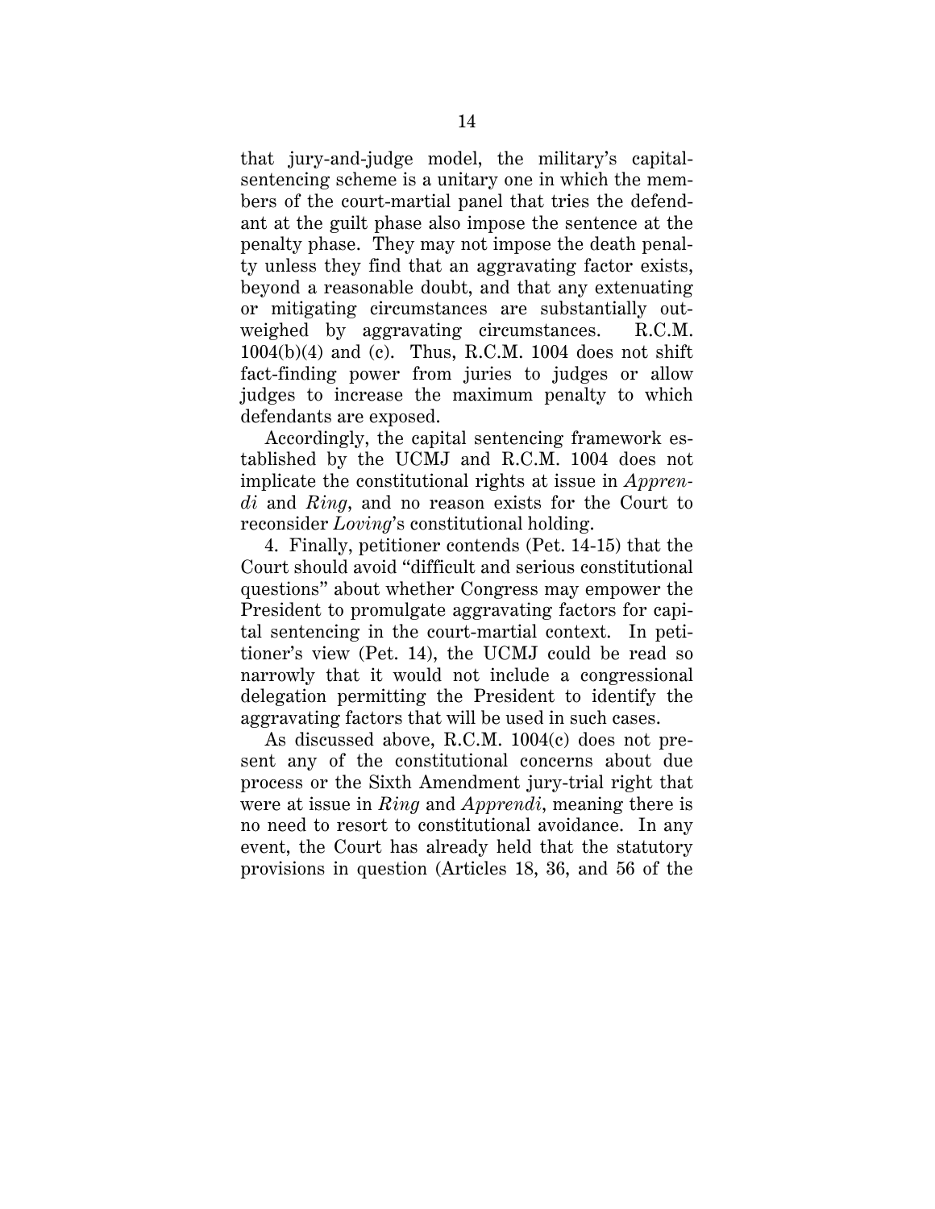that jury-and-judge model, the military's capital-sentencing scheme is a unitary one in which the members of the court-martial panel that tries the defendant at the guilt phase also impose the sentence at the penalty phase. They may not impose the death penalty unless they find that an aggravating factor exists, beyond a reasonable doubt, and that any extenuating or mitigating circumstances are substantially outweighed by aggravating circumstances. R.C.M. 1004(b)(4) and (c). Thus, R.C.M. 1004 does not shift fact-finding power from juries to judges or allow judges to increase the maximum penalty to which defendants are exposed.

Accordingly, the capital sentencing framework established by the UCMJ and R.C.M. 1004 does not implicate the constitutional rights at issue in *Apprendi* and *Ring*, and no reason exists for the Court to reconsider *Loving*'s constitutional holding.

4. Finally, petitioner contends (Pet. 14-15) that the Court should avoid "difficult and serious constitutional questions" about whether Congress may empower the President to promulgate aggravating factors for capital sentencing in the court-martial context. In petitioner's view (Pet. 14), the UCMJ could be read so narrowly that it would not include a congressional delegation permitting the President to identify the aggravating factors that will be used in such cases.

As discussed above, R.C.M. 1004(c) does not present any of the constitutional concerns about due process or the Sixth Amendment jury-trial right that were at issue in *Ring* and *Apprendi*, meaning there is no need to resort to constitutional avoidance. In any event, the Court has already held that the statutory provisions in question (Articles 18, 36, and 56 of the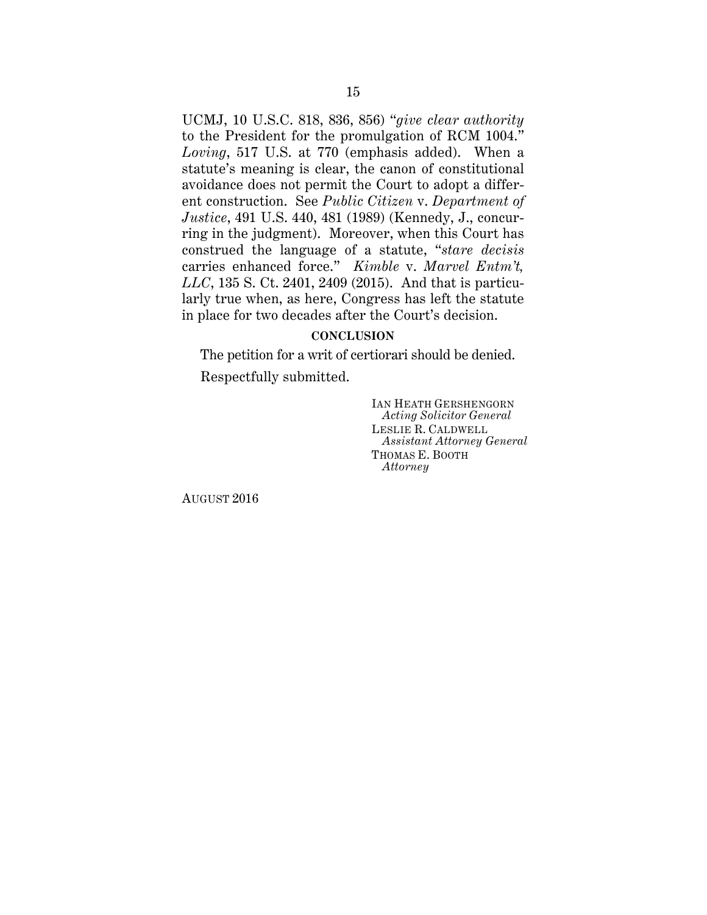UCMJ, 10 U.S.C. 818, 836, 856) "*give clear authority* to the President for the promulgation of RCM 1004." *Loving*, 517 U.S. at 770 (emphasis added). When a statute's meaning is clear, the canon of constitutional avoidance does not permit the Court to adopt a different construction. See *Public Citizen* v. *Department of Justice*, 491 U.S. 440, 481 (1989) (Kennedy, J., concurring in the judgment). Moreover, when this Court has construed the language of a statute, "*stare decisis* carries enhanced force." *Kimble* v. *Marvel Entm't, LLC*, 135 S. Ct. 2401, 2409 (2015). And that is particularly true when, as here, Congress has left the statute in place for two decades after the Court's decision.

## CONCLUSION

The petition for a writ of certiorari should be denied.

Respectfully submitted.

IAN HEATH GERSHENGORN
*Acting Solicitor General*
LESLIE R. CALDWELL
*Assistant Attorney General*
THOMAS E. BOOTH
*Attorney*

AUGUST 2016